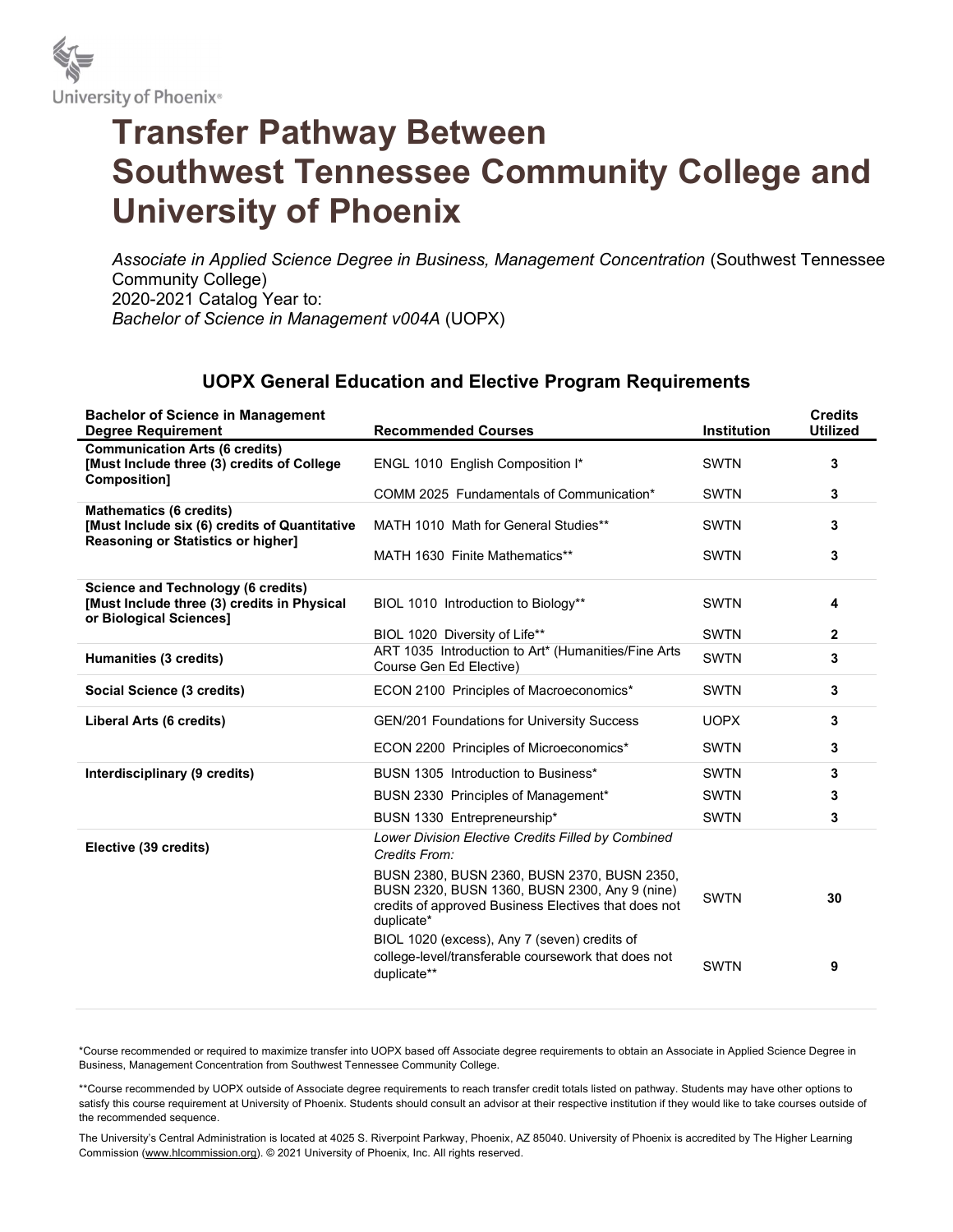University of Phoenix®

# Transfer Pathway Between Southwest Tennessee Community College and University of Phoenix

*Associate in Applied Science Degree in Business, Management Concentration* (Southwest Tennessee Community College)
2020-2021 Catalog Year to:
*Bachelor of Science in Management v004A* (UOPX)

## UOPX General Education and Elective Program Requirements

| Bachelor of Science in Management Degree Requirement | Recommended Courses | Institution | Credits Utilized |
|---|---|---|---|
| **Communication Arts (6 credits) [Must Include three (3) credits of College Composition]** | ENGL 1010 English Composition I* | SWTN | **3** |
| | COMM 2025 Fundamentals of Communication* | SWTN | **3** |
| **Mathematics (6 credits) [Must Include six (6) credits of Quantitative Reasoning or Statistics or higher]** | MATH 1010 Math for General Studies** | SWTN | **3** |
| | MATH 1630 Finite Mathematics** | SWTN | **3** |
| **Science and Technology (6 credits) [Must Include three (3) credits in Physical or Biological Sciences]** | BIOL 1010 Introduction to Biology** | SWTN | **4** |
| | BIOL 1020 Diversity of Life** | SWTN | **2** |
| **Humanities (3 credits)** | ART 1035 Introduction to Art* (Humanities/Fine Arts Course Gen Ed Elective) | SWTN | **3** |
| **Social Science (3 credits)** | ECON 2100 Principles of Macroeconomics* | SWTN | **3** |
| **Liberal Arts (6 credits)** | GEN/201 Foundations for University Success | UOPX | **3** |
| | ECON 2200 Principles of Microeconomics* | SWTN | **3** |
| **Interdisciplinary (9 credits)** | BUSN 1305 Introduction to Business* | SWTN | **3** |
| | BUSN 2330 Principles of Management* | SWTN | **3** |
| | BUSN 1330 Entrepreneurship* | SWTN | **3** |
| **Elective (39 credits)** | *Lower Division Elective Credits Filled by Combined Credits From:* | | |
| | BUSN 2380, BUSN 2360, BUSN 2370, BUSN 2350, BUSN 2320, BUSN 1360, BUSN 2300, Any 9 (nine) credits of approved Business Electives that does not duplicate* | SWTN | **30** |
| | BIOL 1020 (excess), Any 7 (seven) credits of college-level/transferable coursework that does not duplicate** | SWTN | **9** |

*Course recommended or required to maximize transfer into UOPX based off Associate degree requirements to obtain an Associate in Applied Science Degree in Business, Management Concentration from Southwest Tennessee Community College.

**Course recommended by UOPX outside of Associate degree requirements to reach transfer credit totals listed on pathway. Students may have other options to satisfy this course requirement at University of Phoenix. Students should consult an advisor at their respective institution if they would like to take courses outside of the recommended sequence.

The University's Central Administration is located at 4025 S. Riverpoint Parkway, Phoenix, AZ 85040. University of Phoenix is accredited by The Higher Learning Commission (www.hlcommission.org). © 2021 University of Phoenix, Inc. All rights reserved.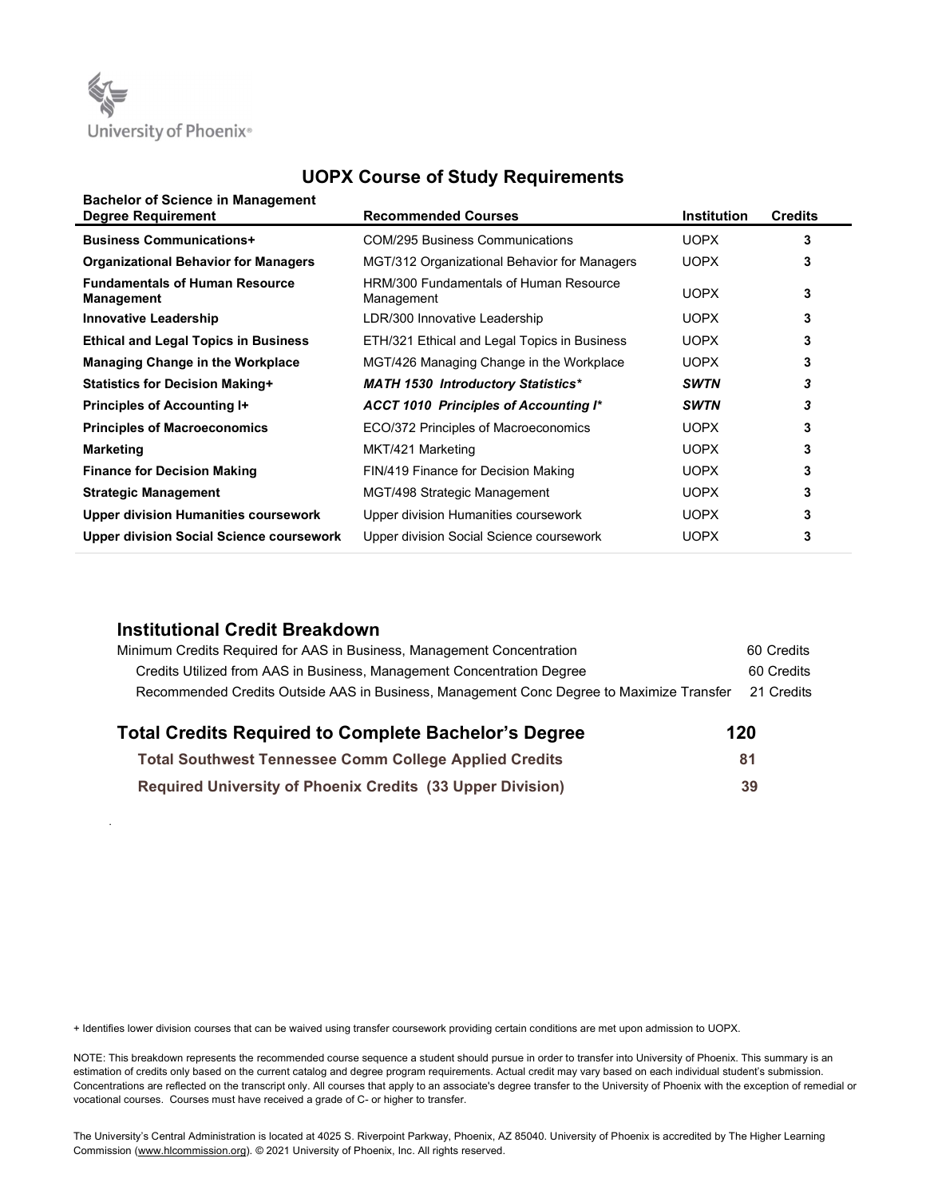University of Phoenix®

## UOPX Course of Study Requirements

| Bachelor of Science in Management<br>Degree Requirement | Recommended Courses | Institution | Credits |
|---|---|---|---|
| **Business Communications+** | COM/295 Business Communications | UOPX | **3** |
| **Organizational Behavior for Managers** | MGT/312 Organizational Behavior for Managers | UOPX | **3** |
| **Fundamentals of Human Resource Management** | HRM/300 Fundamentals of Human Resource Management | UOPX | **3** |
| **Innovative Leadership** | LDR/300 Innovative Leadership | UOPX | **3** |
| **Ethical and Legal Topics in Business** | ETH/321 Ethical and Legal Topics in Business | UOPX | **3** |
| **Managing Change in the Workplace** | MGT/426 Managing Change in the Workplace | UOPX | **3** |
| **Statistics for Decision Making+** | ***MATH 1530 Introductory Statistics**** | ***SWTN*** | ***3*** |
| **Principles of Accounting I+** | ***ACCT 1010 Principles of Accounting I**** | ***SWTN*** | ***3*** |
| **Principles of Macroeconomics** | ECO/372 Principles of Macroeconomics | UOPX | **3** |
| **Marketing** | MKT/421 Marketing | UOPX | **3** |
| **Finance for Decision Making** | FIN/419 Finance for Decision Making | UOPX | **3** |
| **Strategic Management** | MGT/498 Strategic Management | UOPX | **3** |
| **Upper division Humanities coursework** | Upper division Humanities coursework | UOPX | **3** |
| **Upper division Social Science coursework** | Upper division Social Science coursework | UOPX | **3** |

### Institutional Credit Breakdown

| | |
|---|---|
| Minimum Credits Required for AAS in Business, Management Concentration | 60 Credits |
| Credits Utilized from AAS in Business, Management Concentration Degree | 60 Credits |
| Recommended Credits Outside AAS in Business, Management Conc Degree to Maximize Transfer | 21 Credits |

| | |
|---|---|
| **Total Credits Required to Complete Bachelor's Degree** | **120** |
| **Total Southwest Tennessee Comm College Applied Credits** | **81** |
| **Required University of Phoenix Credits (33 Upper Division)** | **39** |

+ Identifies lower division courses that can be waived using transfer coursework providing certain conditions are met upon admission to UOPX.

NOTE: This breakdown represents the recommended course sequence a student should pursue in order to transfer into University of Phoenix. This summary is an estimation of credits only based on the current catalog and degree program requirements. Actual credit may vary based on each individual student's submission. Concentrations are reflected on the transcript only. All courses that apply to an associate's degree transfer to the University of Phoenix with the exception of remedial or vocational courses. Courses must have received a grade of C- or higher to transfer.

The University's Central Administration is located at 4025 S. Riverpoint Parkway, Phoenix, AZ 85040. University of Phoenix is accredited by The Higher Learning Commission (www.hlcommission.org). © 2021 University of Phoenix, Inc. All rights reserved.